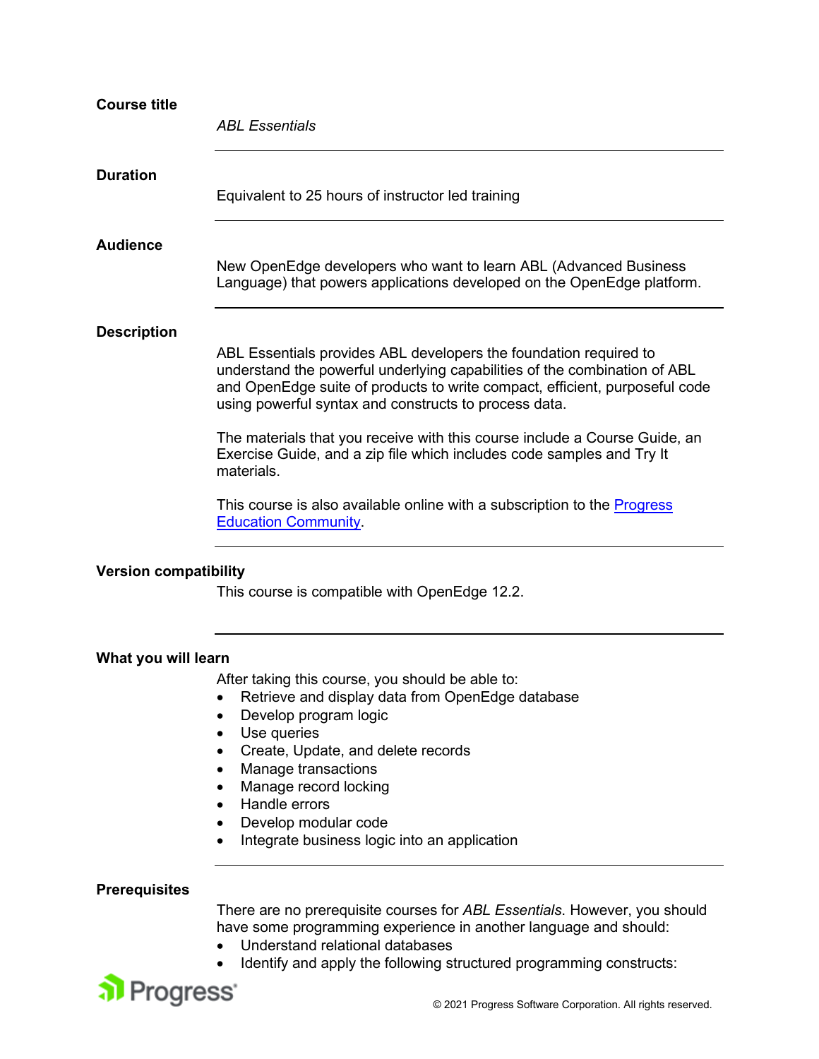**Course title**

*ABL Essentials*

---

**Duration**

Equivalent to 25 hours of instructor led training

---

**Audience**

New OpenEdge developers who want to learn ABL (Advanced Business Language) that powers applications developed on the OpenEdge platform.

---

**Description**

ABL Essentials provides ABL developers the foundation required to understand the powerful underlying capabilities of the combination of ABL and OpenEdge suite of products to write compact, efficient, purposeful code using powerful syntax and constructs to process data.

The materials that you receive with this course include a Course Guide, an Exercise Guide, and a zip file which includes code samples and Try It materials.

This course is also available online with a subscription to the [Progress Education Community](Progress Education Community).

---

**Version compatibility**

This course is compatible with OpenEdge 12.2.

---

**What you will learn**

After taking this course, you should be able to:

- Retrieve and display data from OpenEdge database
- Develop program logic
- Use queries
- Create, Update, and delete records
- Manage transactions
- Manage record locking
- Handle errors
- Develop modular code
- Integrate business logic into an application

---

**Prerequisites**

There are no prerequisite courses for *ABL Essentials.* However, you should have some programming experience in another language and should:

- Understand relational databases
- Identify and apply the following structured programming constructs: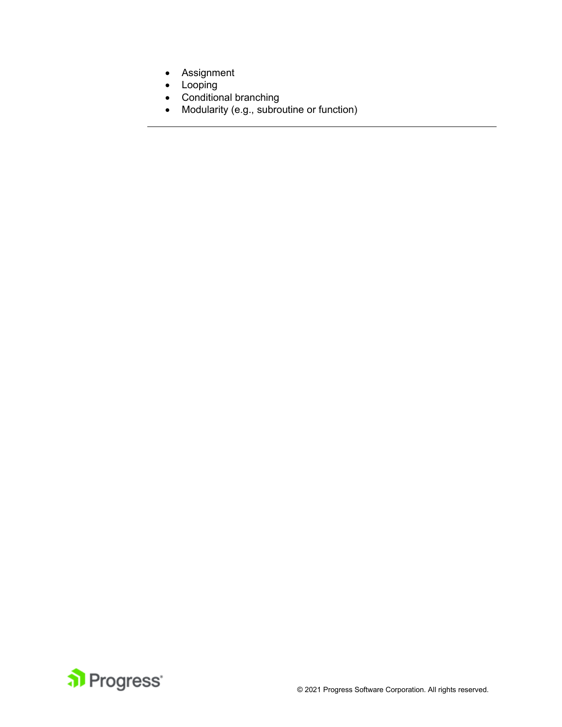- Assignment
- Looping
- Conditional branching
- Modularity (e.g., subroutine or function)

---